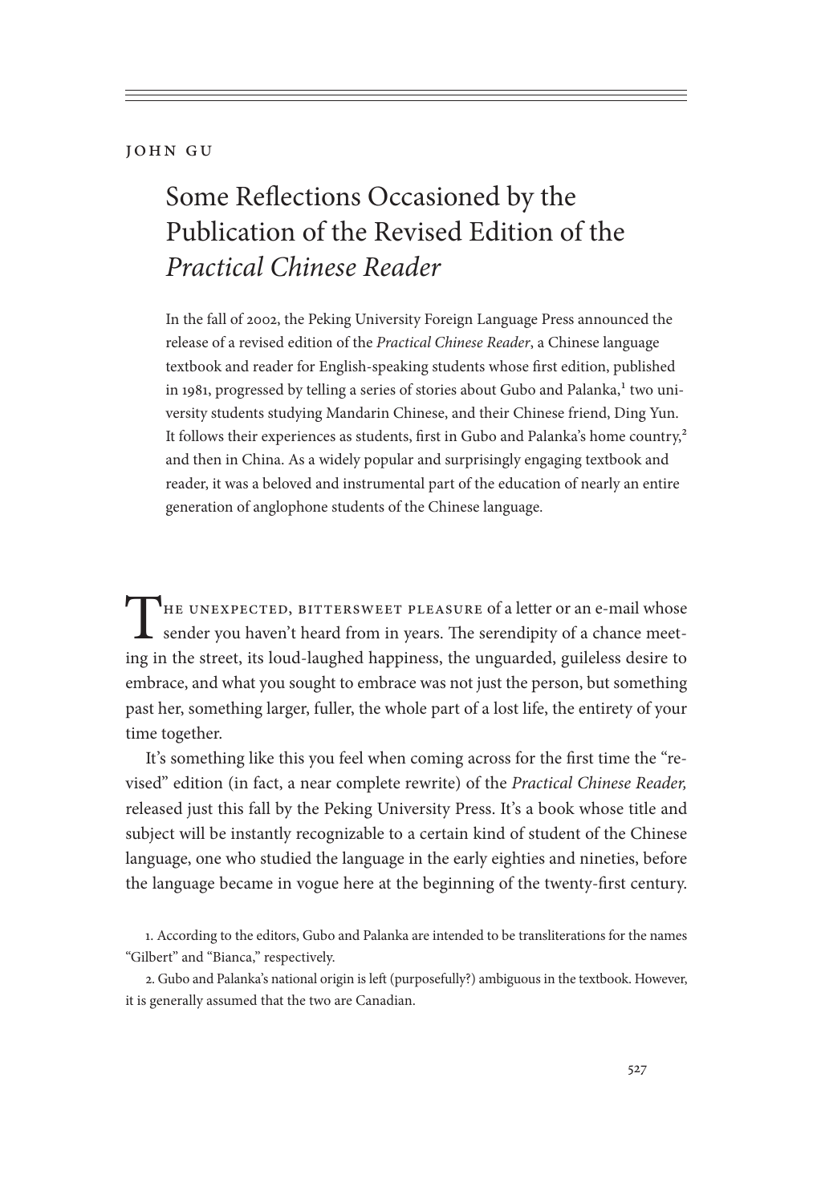JOHN GU

# Some Reflections Occasioned by the Publication of the Revised Edition of the *Practical Chinese Reader*

In the fall of 2002, the Peking University Foreign Language Press announced the release of a revised edition of the *Practical Chinese Reader*, a Chinese language textbook and reader for English-speaking students whose first edition, published in 1981, progressed by telling a series of stories about Gubo and Palanka,[1] two university students studying Mandarin Chinese, and their Chinese friend, Ding Yun. It follows their experiences as students, first in Gubo and Palanka's home country,[2] and then in China. As a widely popular and surprisingly engaging textbook and reader, it was a beloved and instrumental part of the education of nearly an entire generation of anglophone students of the Chinese language.

The unexpected, bittersweet pleasure of a letter or an e-mail whose sender you haven't heard from in years. The serendipity of a chance meeting in the street, its loud-laughed happiness, the unguarded, guileless desire to embrace, and what you sought to embrace was not just the person, but something past her, something larger, fuller, the whole part of a lost life, the entirety of your time together.

It's something like this you feel when coming across for the first time the "revised" edition (in fact, a near complete rewrite) of the *Practical Chinese Reader,* released just this fall by the Peking University Press. It's a book whose title and subject will be instantly recognizable to a certain kind of student of the Chinese language, one who studied the language in the early eighties and nineties, before the language became in vogue here at the beginning of the twenty-first century.

1. According to the editors, Gubo and Palanka are intended to be transliterations for the names "Gilbert" and "Bianca," respectively.

2. Gubo and Palanka's national origin is left (purposefully?) ambiguous in the textbook. However, it is generally assumed that the two are Canadian.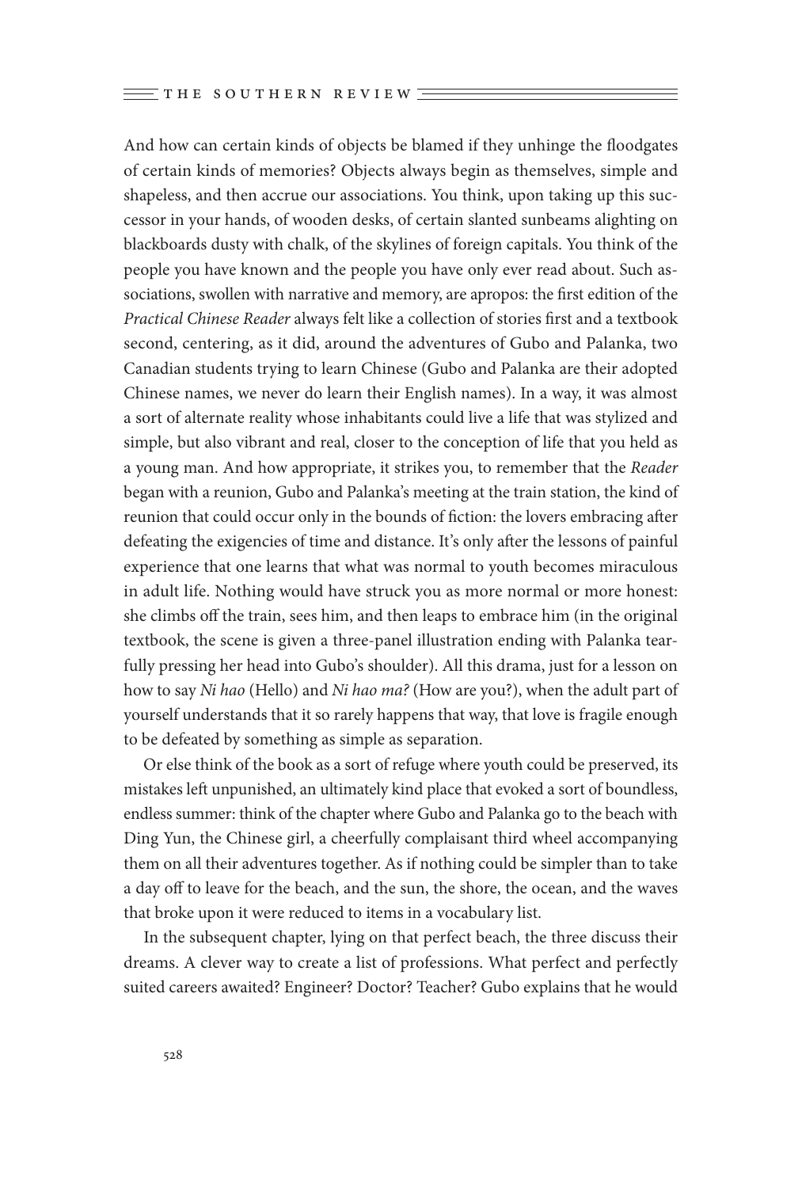And how can certain kinds of objects be blamed if they unhinge the floodgates of certain kinds of memories? Objects always begin as themselves, simple and shapeless, and then accrue our associations. You think, upon taking up this successor in your hands, of wooden desks, of certain slanted sunbeams alighting on blackboards dusty with chalk, of the skylines of foreign capitals. You think of the people you have known and the people you have only ever read about. Such associations, swollen with narrative and memory, are apropos: the first edition of the *Practical Chinese Reader* always felt like a collection of stories first and a textbook second, centering, as it did, around the adventures of Gubo and Palanka, two Canadian students trying to learn Chinese (Gubo and Palanka are their adopted Chinese names, we never do learn their English names). In a way, it was almost a sort of alternate reality whose inhabitants could live a life that was stylized and simple, but also vibrant and real, closer to the conception of life that you held as a young man. And how appropriate, it strikes you, to remember that the *Reader* began with a reunion, Gubo and Palanka's meeting at the train station, the kind of reunion that could occur only in the bounds of fiction: the lovers embracing after defeating the exigencies of time and distance. It's only after the lessons of painful experience that one learns that what was normal to youth becomes miraculous in adult life. Nothing would have struck you as more normal or more honest: she climbs off the train, sees him, and then leaps to embrace him (in the original textbook, the scene is given a three-panel illustration ending with Palanka tearfully pressing her head into Gubo's shoulder). All this drama, just for a lesson on how to say *Ni hao* (Hello) and *Ni hao ma?* (How are you?), when the adult part of yourself understands that it so rarely happens that way, that love is fragile enough to be defeated by something as simple as separation.

Or else think of the book as a sort of refuge where youth could be preserved, its mistakes left unpunished, an ultimately kind place that evoked a sort of boundless, endless summer: think of the chapter where Gubo and Palanka go to the beach with Ding Yun, the Chinese girl, a cheerfully complaisant third wheel accompanying them on all their adventures together. As if nothing could be simpler than to take a day off to leave for the beach, and the sun, the shore, the ocean, and the waves that broke upon it were reduced to items in a vocabulary list.

In the subsequent chapter, lying on that perfect beach, the three discuss their dreams. A clever way to create a list of professions. What perfect and perfectly suited careers awaited? Engineer? Doctor? Teacher? Gubo explains that he would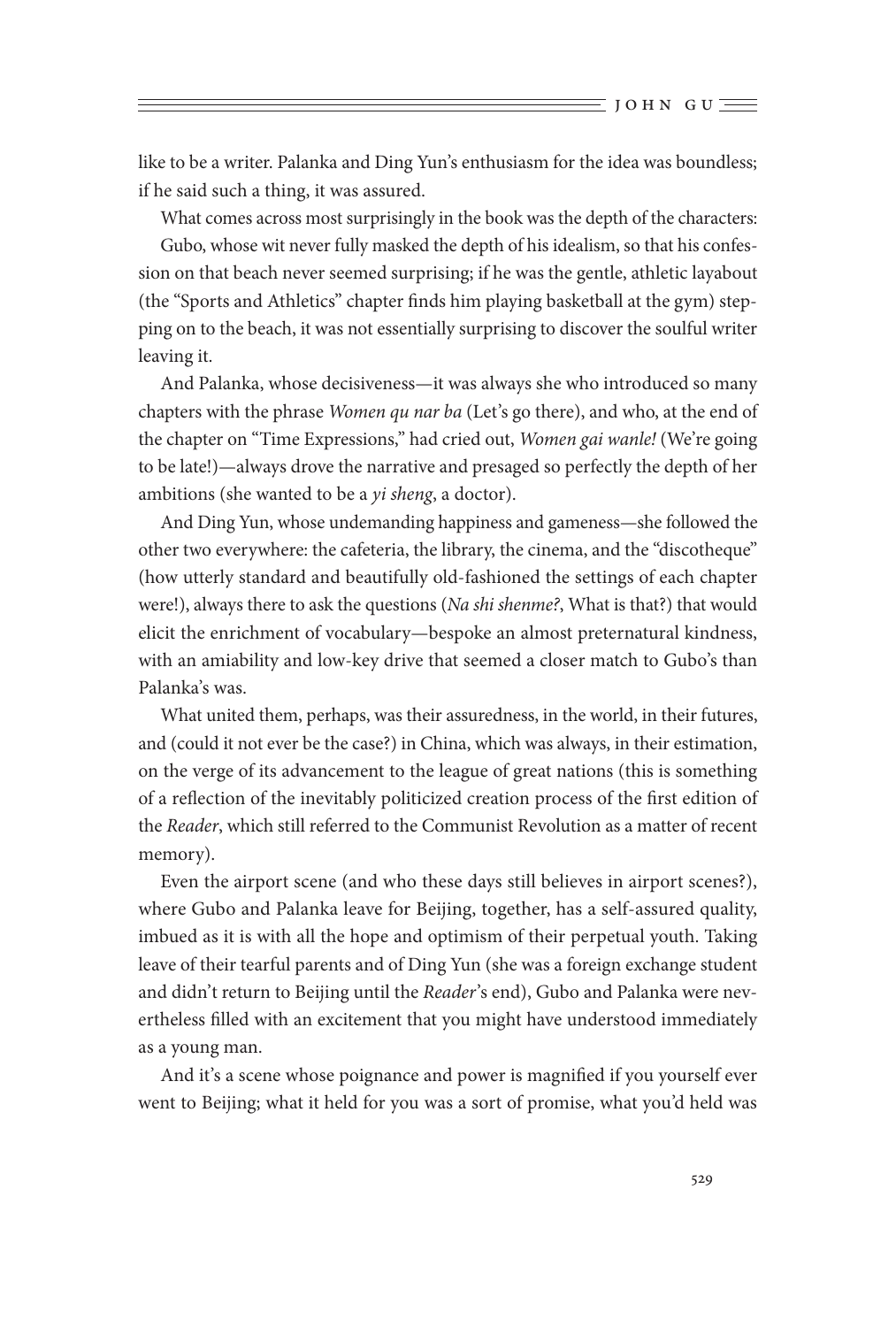like to be a writer. Palanka and Ding Yun's enthusiasm for the idea was boundless; if he said such a thing, it was assured.

What comes across most surprisingly in the book was the depth of the characters: Gubo, whose wit never fully masked the depth of his idealism, so that his confession on that beach never seemed surprising; if he was the gentle, athletic layabout (the "Sports and Athletics" chapter finds him playing basketball at the gym) stepping on to the beach, it was not essentially surprising to discover the soulful writer leaving it.

And Palanka, whose decisiveness—it was always she who introduced so many chapters with the phrase *Women qu nar ba* (Let's go there), and who, at the end of the chapter on "Time Expressions," had cried out, *Women gai wanle!* (We're going to be late!)—always drove the narrative and presaged so perfectly the depth of her ambitions (she wanted to be a *yi sheng*, a doctor).

And Ding Yun, whose undemanding happiness and gameness—she followed the other two everywhere: the cafeteria, the library, the cinema, and the "discotheque" (how utterly standard and beautifully old-fashioned the settings of each chapter were!), always there to ask the questions (*Na shi shenme?*, What is that?) that would elicit the enrichment of vocabulary—bespoke an almost preternatural kindness, with an amiability and low-key drive that seemed a closer match to Gubo's than Palanka's was.

What united them, perhaps, was their assuredness, in the world, in their futures, and (could it not ever be the case?) in China, which was always, in their estimation, on the verge of its advancement to the league of great nations (this is something of a reflection of the inevitably politicized creation process of the first edition of the *Reader*, which still referred to the Communist Revolution as a matter of recent memory).

Even the airport scene (and who these days still believes in airport scenes?), where Gubo and Palanka leave for Beijing, together, has a self-assured quality, imbued as it is with all the hope and optimism of their perpetual youth. Taking leave of their tearful parents and of Ding Yun (she was a foreign exchange student and didn't return to Beijing until the *Reader*'s end), Gubo and Palanka were nevertheless filled with an excitement that you might have understood immediately as a young man.

And it's a scene whose poignance and power is magnified if you yourself ever went to Beijing; what it held for you was a sort of promise, what you'd held was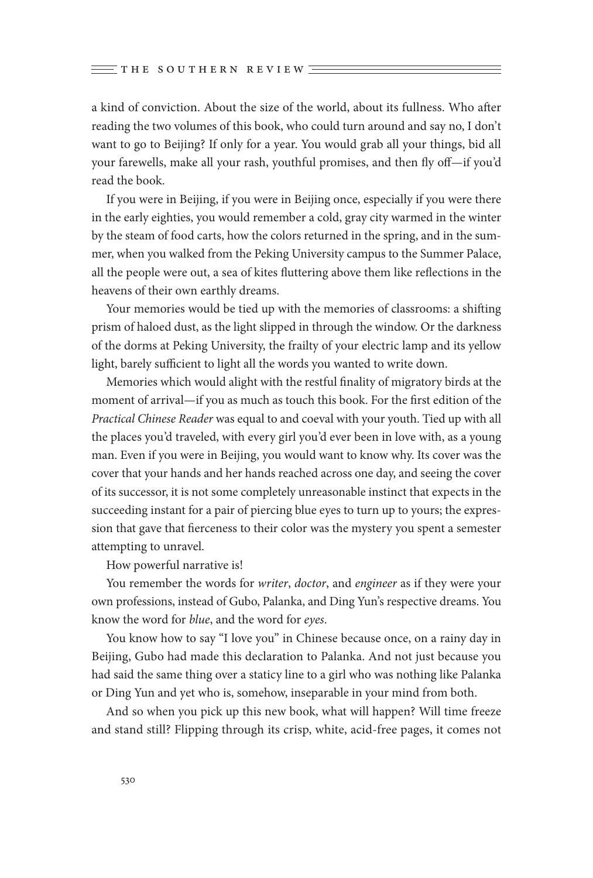a kind of conviction. About the size of the world, about its fullness. Who after reading the two volumes of this book, who could turn around and say no, I don't want to go to Beijing? If only for a year. You would grab all your things, bid all your farewells, make all your rash, youthful promises, and then fly off—if you'd read the book.

If you were in Beijing, if you were in Beijing once, especially if you were there in the early eighties, you would remember a cold, gray city warmed in the winter by the steam of food carts, how the colors returned in the spring, and in the summer, when you walked from the Peking University campus to the Summer Palace, all the people were out, a sea of kites fluttering above them like reflections in the heavens of their own earthly dreams.

Your memories would be tied up with the memories of classrooms: a shifting prism of haloed dust, as the light slipped in through the window. Or the darkness of the dorms at Peking University, the frailty of your electric lamp and its yellow light, barely sufficient to light all the words you wanted to write down.

Memories which would alight with the restful finality of migratory birds at the moment of arrival—if you as much as touch this book. For the first edition of the *Practical Chinese Reader* was equal to and coeval with your youth. Tied up with all the places you'd traveled, with every girl you'd ever been in love with, as a young man. Even if you were in Beijing, you would want to know why. Its cover was the cover that your hands and her hands reached across one day, and seeing the cover of its successor, it is not some completely unreasonable instinct that expects in the succeeding instant for a pair of piercing blue eyes to turn up to yours; the expression that gave that fierceness to their color was the mystery you spent a semester attempting to unravel.

How powerful narrative is!

You remember the words for *writer*, *doctor*, and *engineer* as if they were your own professions, instead of Gubo, Palanka, and Ding Yun's respective dreams. You know the word for *blue*, and the word for *eyes*.

You know how to say "I love you" in Chinese because once, on a rainy day in Beijing, Gubo had made this declaration to Palanka. And not just because you had said the same thing over a staticy line to a girl who was nothing like Palanka or Ding Yun and yet who is, somehow, inseparable in your mind from both.

And so when you pick up this new book, what will happen? Will time freeze and stand still? Flipping through its crisp, white, acid-free pages, it comes not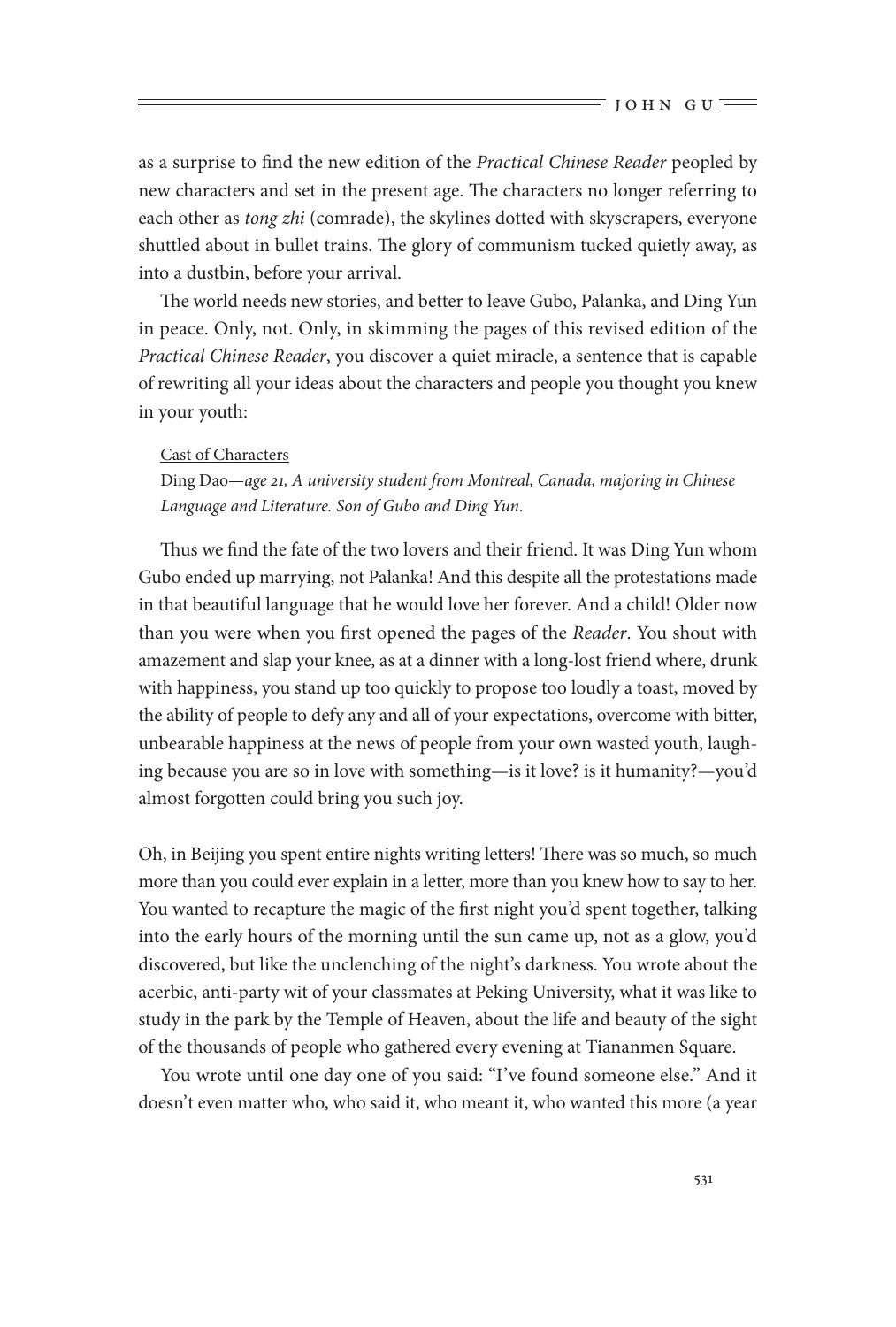as a surprise to find the new edition of the *Practical Chinese Reader* peopled by new characters and set in the present age. The characters no longer referring to each other as *tong zhi* (comrade), the skylines dotted with skyscrapers, everyone shuttled about in bullet trains. The glory of communism tucked quietly away, as into a dustbin, before your arrival.

The world needs new stories, and better to leave Gubo, Palanka, and Ding Yun in peace. Only, not. Only, in skimming the pages of this revised edition of the *Practical Chinese Reader*, you discover a quiet miracle, a sentence that is capable of rewriting all your ideas about the characters and people you thought you knew in your youth:

> <u>Cast of Characters</u>
>
> Ding Dao—*age 21, A university student from Montreal, Canada, majoring in Chinese Language and Literature. Son of Gubo and Ding Yun.*

Thus we find the fate of the two lovers and their friend. It was Ding Yun whom Gubo ended up marrying, not Palanka! And this despite all the protestations made in that beautiful language that he would love her forever. And a child! Older now than you were when you first opened the pages of the *Reader*. You shout with amazement and slap your knee, as at a dinner with a long-lost friend where, drunk with happiness, you stand up too quickly to propose too loudly a toast, moved by the ability of people to defy any and all of your expectations, overcome with bitter, unbearable happiness at the news of people from your own wasted youth, laughing because you are so in love with something—is it love? is it humanity?—you'd almost forgotten could bring you such joy.

Oh, in Beijing you spent entire nights writing letters! There was so much, so much more than you could ever explain in a letter, more than you knew how to say to her. You wanted to recapture the magic of the first night you'd spent together, talking into the early hours of the morning until the sun came up, not as a glow, you'd discovered, but like the unclenching of the night's darkness. You wrote about the acerbic, anti-party wit of your classmates at Peking University, what it was like to study in the park by the Temple of Heaven, about the life and beauty of the sight of the thousands of people who gathered every evening at Tiananmen Square.

You wrote until one day one of you said: "I've found someone else." And it doesn't even matter who, who said it, who meant it, who wanted this more (a year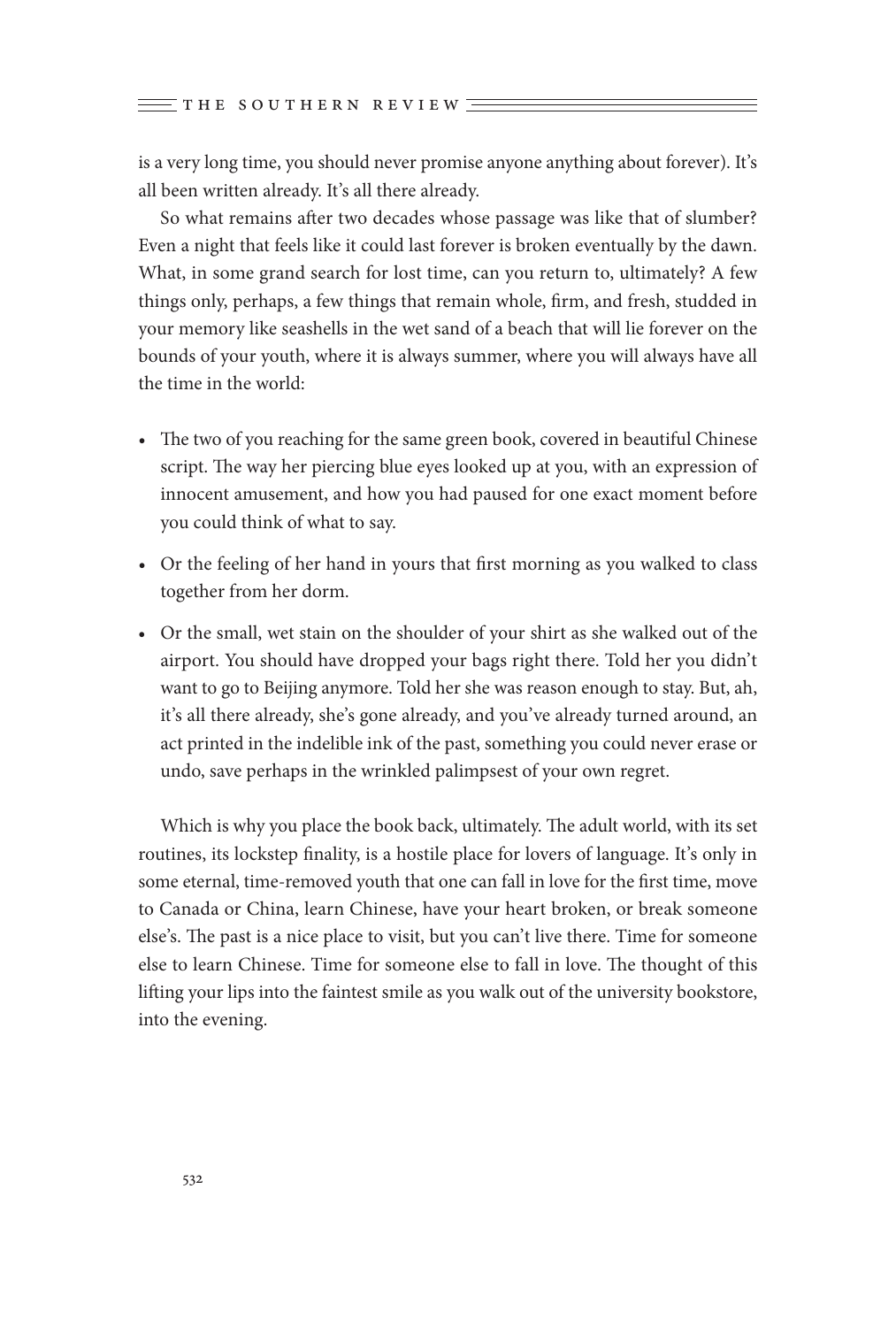is a very long time, you should never promise anyone anything about forever). It's all been written already. It's all there already.

So what remains after two decades whose passage was like that of slumber? Even a night that feels like it could last forever is broken eventually by the dawn. What, in some grand search for lost time, can you return to, ultimately? A few things only, perhaps, a few things that remain whole, firm, and fresh, studded in your memory like seashells in the wet sand of a beach that will lie forever on the bounds of your youth, where it is always summer, where you will always have all the time in the world:

- The two of you reaching for the same green book, covered in beautiful Chinese script. The way her piercing blue eyes looked up at you, with an expression of innocent amusement, and how you had paused for one exact moment before you could think of what to say.
- Or the feeling of her hand in yours that first morning as you walked to class together from her dorm.
- Or the small, wet stain on the shoulder of your shirt as she walked out of the airport. You should have dropped your bags right there. Told her you didn't want to go to Beijing anymore. Told her she was reason enough to stay. But, ah, it's all there already, she's gone already, and you've already turned around, an act printed in the indelible ink of the past, something you could never erase or undo, save perhaps in the wrinkled palimpsest of your own regret.

Which is why you place the book back, ultimately. The adult world, with its set routines, its lockstep finality, is a hostile place for lovers of language. It's only in some eternal, time-removed youth that one can fall in love for the first time, move to Canada or China, learn Chinese, have your heart broken, or break someone else's. The past is a nice place to visit, but you can't live there. Time for someone else to learn Chinese. Time for someone else to fall in love. The thought of this lifting your lips into the faintest smile as you walk out of the university bookstore, into the evening.